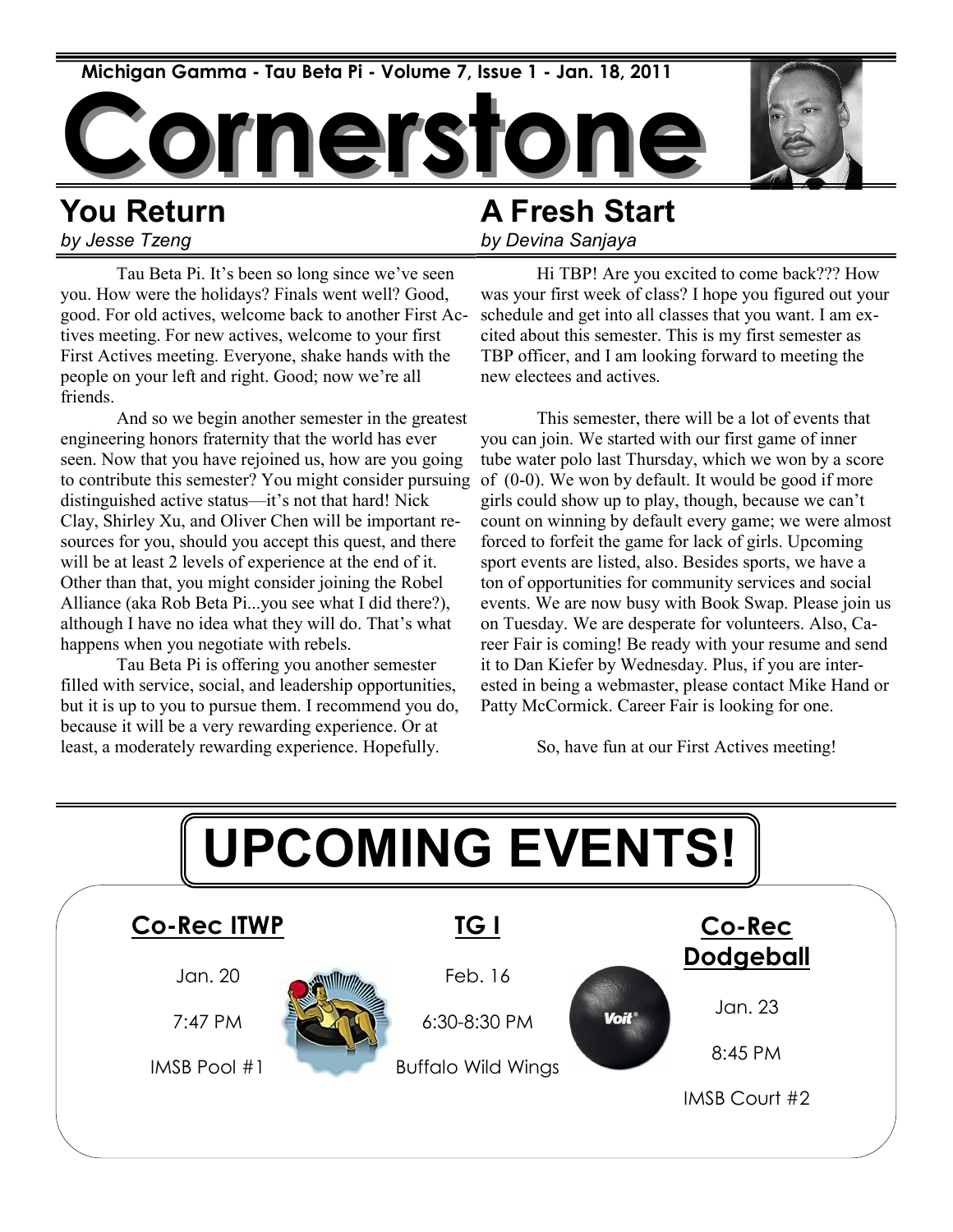Michigan Gamma - Tau Beta Pi - Volume 7, Issue 1 - Jan. 18, 2011

# Cornerstone

## You Return

*by Jesse Tzeng*

Tau Beta Pi. It's been so long since we've seen you. How were the holidays? Finals went well? Good, good. For old actives, welcome back to another First Actives meeting. For new actives, welcome to your first First Actives meeting. Everyone, shake hands with the people on your left and right. Good; now we're all friends.

And so we begin another semester in the greatest engineering honors fraternity that the world has ever seen. Now that you have rejoined us, how are you going to contribute this semester? You might consider pursuing distinguished active status—it's not that hard! Nick Clay, Shirley Xu, and Oliver Chen will be important resources for you, should you accept this quest, and there will be at least 2 levels of experience at the end of it. Other than that, you might consider joining the Robel Alliance (aka Rob Beta Pi...you see what I did there?), although I have no idea what they will do. That's what happens when you negotiate with rebels.

Tau Beta Pi is offering you another semester filled with service, social, and leadership opportunities, but it is up to you to pursue them. I recommend you do, because it will be a very rewarding experience. Or at least, a moderately rewarding experience. Hopefully.

## A Fresh Start

*by Devina Sanjaya*

Hi TBP! Are you excited to come back??? How was your first week of class? I hope you figured out your schedule and get into all classes that you want. I am excited about this semester. This is my first semester as TBP officer, and I am looking forward to meeting the new electees and actives.

This semester, there will be a lot of events that you can join. We started with our first game of inner tube water polo last Thursday, which we won by a score of (0-0). We won by default. It would be good if more girls could show up to play, though, because we can't count on winning by default every game; we were almost forced to forfeit the game for lack of girls. Upcoming sport events are listed, also. Besides sports, we have a ton of opportunities for community services and social events. We are now busy with Book Swap. Please join us on Tuesday. We are desperate for volunteers. Also, Career Fair is coming! Be ready with your resume and send it to Dan Kiefer by Wednesday. Plus, if you are interested in being a webmaster, please contact Mike Hand or Patty McCormick. Career Fair is looking for one.

So, have fun at our First Actives meeting!

# UPCOMING EVENTS!

### Co-Rec ITWP

Jan. 20

7:47 PM

IMSB Pool #1

### TG I

Feb. 16

6:30-8:30 PM

Buffalo Wild Wings

### Co-Rec Dodgeball

Jan. 23

8:45 PM

IMSB Court #2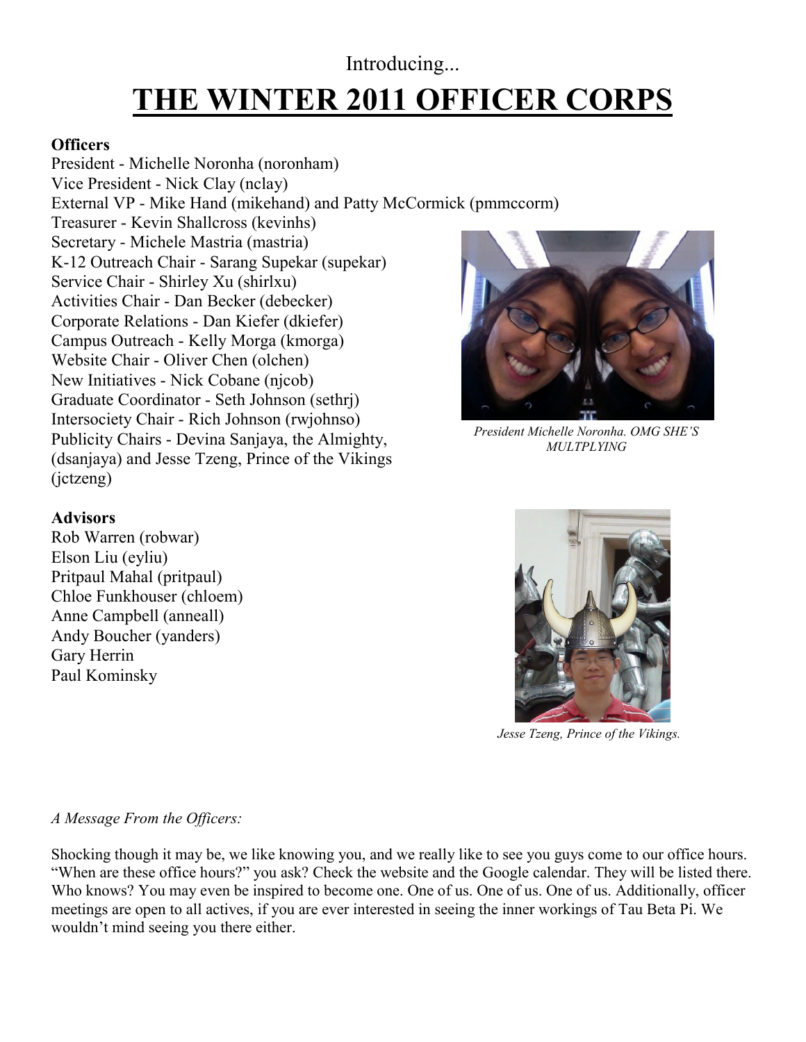Introducing...

# THE WINTER 2011 OFFICER CORPS

**Officers**

President - Michelle Noronha (noronham)
Vice President - Nick Clay (nclay)
External VP - Mike Hand (mikehand) and Patty McCormick (pmmccorm)
Treasurer - Kevin Shallcross (kevinhs)
Secretary - Michele Mastria (mastria)
K-12 Outreach Chair - Sarang Supekar (supekar)
Service Chair - Shirley Xu (shirlxu)
Activities Chair - Dan Becker (debecker)
Corporate Relations - Dan Kiefer (dkiefer)
Campus Outreach - Kelly Morga (kmorga)
Website Chair - Oliver Chen (olchen)
New Initiatives - Nick Cobane (njcob)
Graduate Coordinator - Seth Johnson (sethrj)
Intersociety Chair - Rich Johnson (rwjohnso)
Publicity Chairs - Devina Sanjaya, the Almighty, (dsanjaya) and Jesse Tzeng, Prince of the Vikings (jctzeng)

*President Michelle Noronha. OMG SHE'S MULTPLYING*

**Advisors**

Rob Warren (robwar)
Elson Liu (eyliu)
Pritpaul Mahal (pritpaul)
Chloe Funkhouser (chloem)
Anne Campbell (anneall)
Andy Boucher (yanders)
Gary Herrin
Paul Kominsky

*Jesse Tzeng, Prince of the Vikings.*

*A Message From the Officers:*

Shocking though it may be, we like knowing you, and we really like to see you guys come to our office hours. "When are these office hours?" you ask? Check the website and the Google calendar. They will be listed there. Who knows? You may even be inspired to become one. One of us. One of us. One of us. Additionally, officer meetings are open to all actives, if you are ever interested in seeing the inner workings of Tau Beta Pi. We wouldn't mind seeing you there either.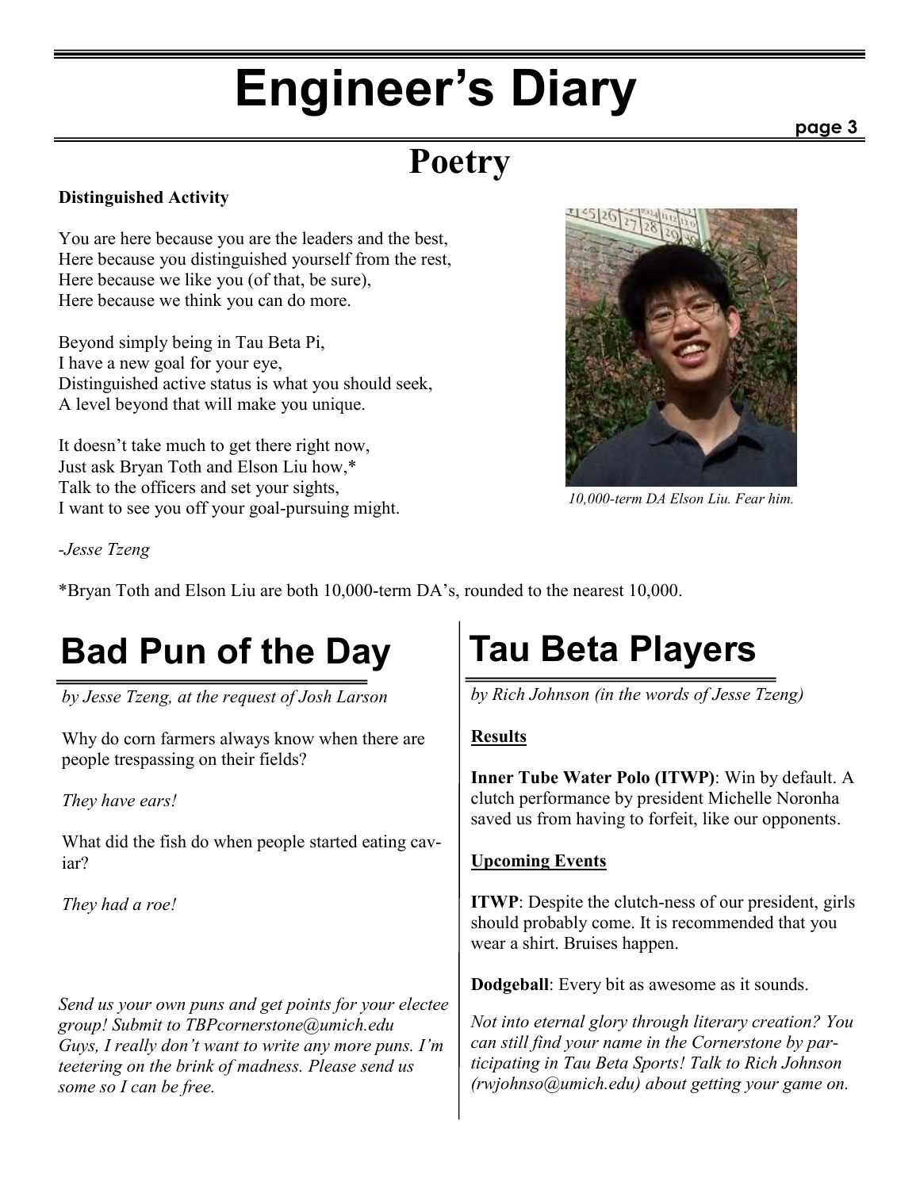# Engineer's Diary

## Poetry

**Distinguished Activity**

You are here because you are the leaders and the best,
Here because you distinguished yourself from the rest,
Here because we like you (of that, be sure),
Here because we think you can do more.

Beyond simply being in Tau Beta Pi,
I have a new goal for your eye,
Distinguished active status is what you should seek,
A level beyond that will make you unique.

It doesn't take much to get there right now,
Just ask Bryan Toth and Elson Liu how,*
Talk to the officers and set your sights,
I want to see you off your goal-pursuing might.

*-Jesse Tzeng*

*10,000-term DA Elson Liu. Fear him.*

*Bryan Toth and Elson Liu are both 10,000-term DA's, rounded to the nearest 10,000.

## Bad Pun of the Day

*by Jesse Tzeng, at the request of Josh Larson*

Why do corn farmers always know when there are people trespassing on their fields?

*They have ears!*

What did the fish do when people started eating caviar?

*They had a roe!*

*Send us your own puns and get points for your electee group! Submit to TBPcornerstone@umich.edu*
*Guys, I really don't want to write any more puns. I'm teetering on the brink of madness. Please send us some so I can be free.*

## Tau Beta Players

*by Rich Johnson (in the words of Jesse Tzeng)*

**Results**

**Inner Tube Water Polo (ITWP)**: Win by default. A clutch performance by president Michelle Noronha saved us from having to forfeit, like our opponents.

**Upcoming Events**

**ITWP**: Despite the clutch-ness of our president, girls should probably come. It is recommended that you wear a shirt. Bruises happen.

**Dodgeball**: Every bit as awesome as it sounds.

*Not into eternal glory through literary creation? You can still find your name in the Cornerstone by participating in Tau Beta Sports! Talk to Rich Johnson (rwjohnso@umich.edu) about getting your game on.*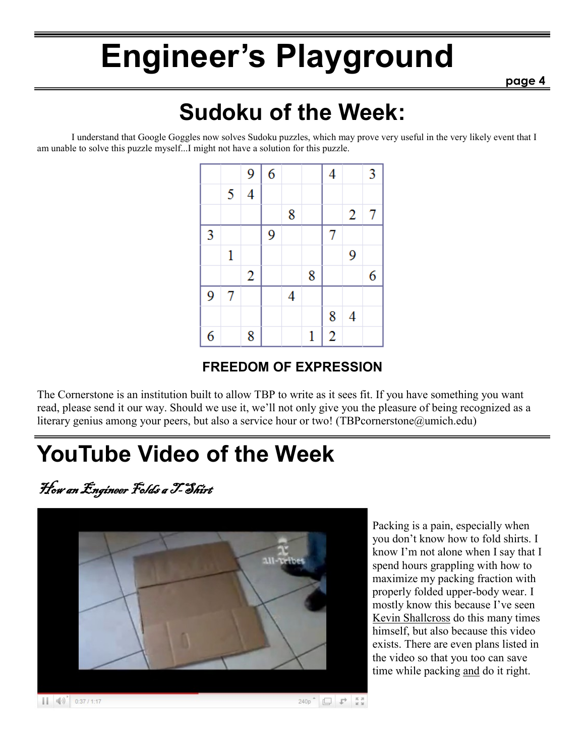# Engineer's Playground

## Sudoku of the Week:

I understand that Google Goggles now solves Sudoku puzzles, which may prove very useful in the very likely event that I am unable to solve this puzzle myself...I might not have a solution for this puzzle.

| | | | | | | | | |
|---|---|---|---|---|---|---|---|---|
| | | 9 | 6 | | | 4 | | 3 |
| | 5 | 4 | | | | | | |
| | | | | 8 | | | 2 | 7 |
| 3 | | | 9 | | | 7 | | |
| | 1 | | | | | | 9 | |
| | | 2 | | | 8 | | | 6 |
| 9 | 7 | | | 4 | | | | |
| | | | | | | 8 | 4 | |
| 6 | | 8 | | | 1 | 2 | | |

### FREEDOM OF EXPRESSION

The Cornerstone is an institution built to allow TBP to write as it sees fit. If you have something you want read, please send it our way. Should we use it, we'll not only give you the pleasure of being recognized as a literary genius among your peers, but also a service hour or two! (TBPcornerstone@umich.edu)

## YouTube Video of the Week

*How an Engineer Folds a T-Shirt*

Packing is a pain, especially when you don't know how to fold shirts. I know I'm not alone when I say that I spend hours grappling with how to maximize my packing fraction with properly folded upper-body wear. I mostly know this because I've seen Kevin Shallcross do this many times himself, but also because this video exists. There are even plans listed in the video so that you too can save time while packing and do it right.